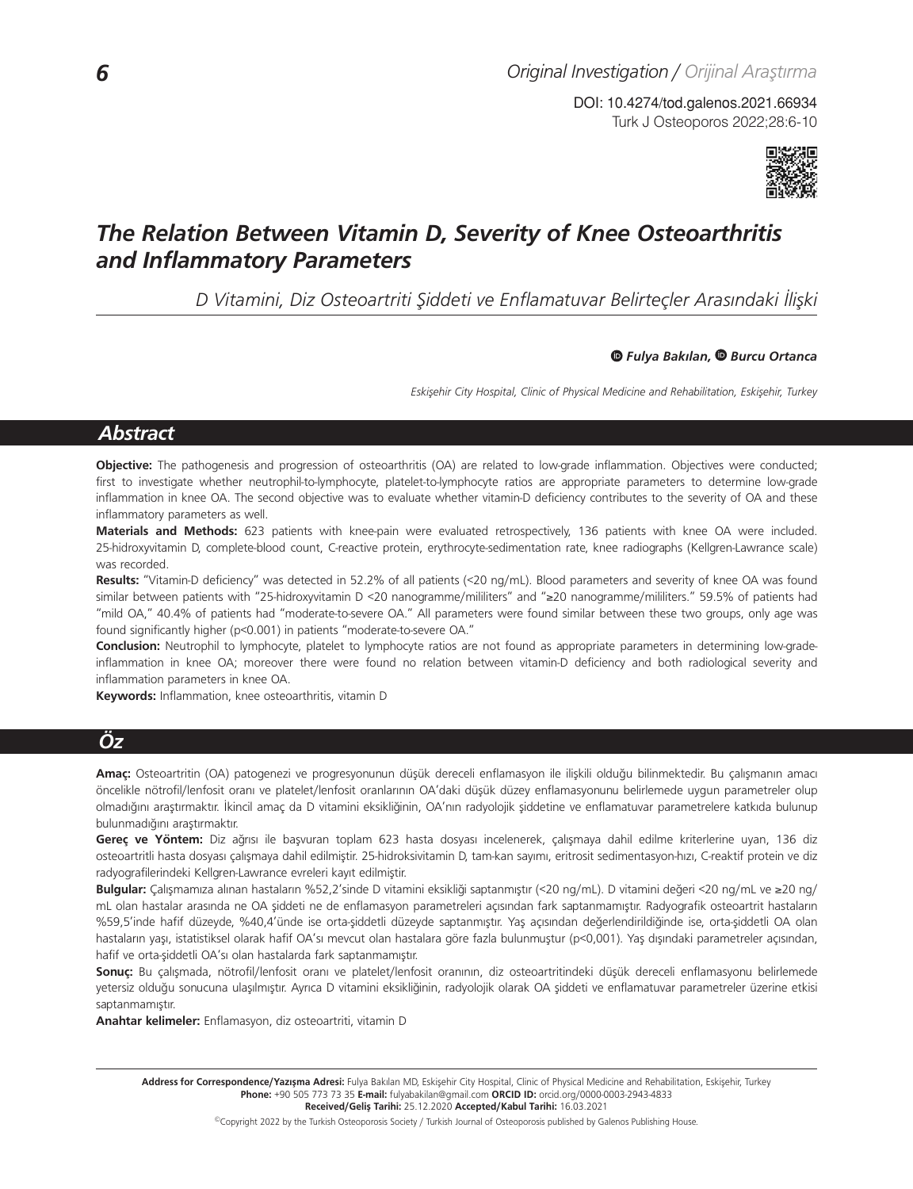Original Investigation / Orijinal Araştırma

DOI: 10.4274/tod.galenos.2021.66934

# The Relation Between Vitamin D, Severity of Knee Osteoarthritis and Inflammatory Parameters

*D Vitamini, Diz Osteoartriti Şiddeti ve Enflamatuvar Belirteçler Arasındaki İlişki*

**Fulya Bakılan, Burcu Ortanca**

*Eskişehir City Hospital, Clinic of Physical Medicine and Rehabilitation, Eskişehir, Turkey*

## Abstract

**Objective:** The pathogenesis and progression of osteoarthritis (OA) are related to low-grade inflammation. Objectives were conducted; first to investigate whether neutrophil-to-lymphocyte, platelet-to-lymphocyte ratios are appropriate parameters to determine low-grade inflammation in knee OA. The second objective was to evaluate whether vitamin-D deficiency contributes to the severity of OA and these inflammatory parameters as well.

**Materials and Methods:** 623 patients with knee-pain were evaluated retrospectively, 136 patients with knee OA were included. 25-hidroxyvitamin D, complete-blood count, C-reactive protein, erythrocyte-sedimentation rate, knee radiographs (Kellgren-Lawrance scale) was recorded.

**Results:** "Vitamin-D deficiency" was detected in 52.2% of all patients (<20 ng/mL). Blood parameters and severity of knee OA was found similar between patients with "25-hidroxyvitamin D <20 nanogramme/mililiters" and "≥20 nanogramme/mililiters." 59.5% of patients had "mild OA," 40.4% of patients had "moderate-to-severe OA." All parameters were found similar between these two groups, only age was found significantly higher ($p<0.001$) in patients "moderate-to-severe OA."

**Conclusion:** Neutrophil to lymphocyte, platelet to lymphocyte ratios are not found as appropriate parameters in determining low-grade-inflammation in knee OA; moreover there were found no relation between vitamin-D deficiency and both radiological severity and inflammation parameters in knee OA.

**Keywords:** Inflammation, knee osteoarthritis, vitamin D

## Öz

**Amaç:** Osteoartritin (OA) patogenezi ve progresyonunun düşük dereceli enflamasyon ile ilişkili olduğu bilinmektedir. Bu çalışmanın amacı öncelikle nötrofil/lenfosit oranı ve platelet/lenfosit oranlarının OA'daki düşük düzey enflamasyonunu belirlemede uygun parametreler olup olmadığını araştırmaktır. İkincil amaç da D vitamini eksikliğinin, OA'nın radyolojik şiddetine ve enflamatuvar parametrelere katkıda bulunup bulunmadığını araştırmaktır.

**Gereç ve Yöntem:** Diz ağrısı ile başvuran toplam 623 hasta dosyası incelenerek, çalışmaya dahil edilme kriterlerine uyan, 136 diz osteoartritli hasta dosyası çalışmaya dahil edilmiştir. 25-hidroksivitamin D, tam-kan sayımı, eritrosit sedimentasyon-hızı, C-reaktif protein ve diz radyografilerindeki Kellgren-Lawrance evreleri kayıt edilmiştir.

**Bulgular:** Çalışmamıza alınan hastaların %52,2'sinde D vitamini eksikliği saptanmıştır (<20 ng/mL). D vitamini değeri <20 ng/mL ve ≥20 ng/mL olan hastalar arasında ne OA şiddeti ne de enflamasyon parametreleri açısından fark saptanmamıştır. Radyografik osteoartrit hastaların %59,5'inde hafif düzeyde, %40,4'ünde ise orta-şiddetli düzeyde saptanmıştır. Yaş açısından değerlendirildiğinde ise, orta-şiddetli OA olan hastaların yaşı, istatistiksel olarak hafif OA'sı mevcut olan hastalara göre fazla bulunmuştur ($p<0,001$). Yaş dışındaki parametreler açısından, hafif ve orta-şiddetli OA'sı olan hastalarda fark saptanmamıştır.

**Sonuç:** Bu çalışmada, nötrofil/lenfosit oranı ve platelet/lenfosit oranının, diz osteoartritindeki düşük dereceli enflamasyonu belirlemede yetersiz olduğu sonucuna ulaşılmıştır. Ayrıca D vitamini eksikliğinin, radyolojik olarak OA şiddeti ve enflamatuvar parametreler üzerine etkisi saptanmamıştır.

**Anahtar kelimeler:** Enflamasyon, diz osteoartriti, vitamin D

**Address for Correspondence/Yazışma Adresi:** Fulya Bakılan MD, Eskişehir City Hospital, Clinic of Physical Medicine and Rehabilitation, Eskişehir, Turkey
**Phone:** +90 505 773 73 35 **E-mail:** fulyabakilan@gmail.com **ORCID ID:** orcid.org/0000-0003-2943-4833
**Received/Geliş Tarihi:** 25.12.2020 **Accepted/Kabul Tarihi:** 16.03.2021

©Copyright 2022 by the Turkish Osteoporosis Society / Turkish Journal of Osteoporosis published by Galenos Publishing House.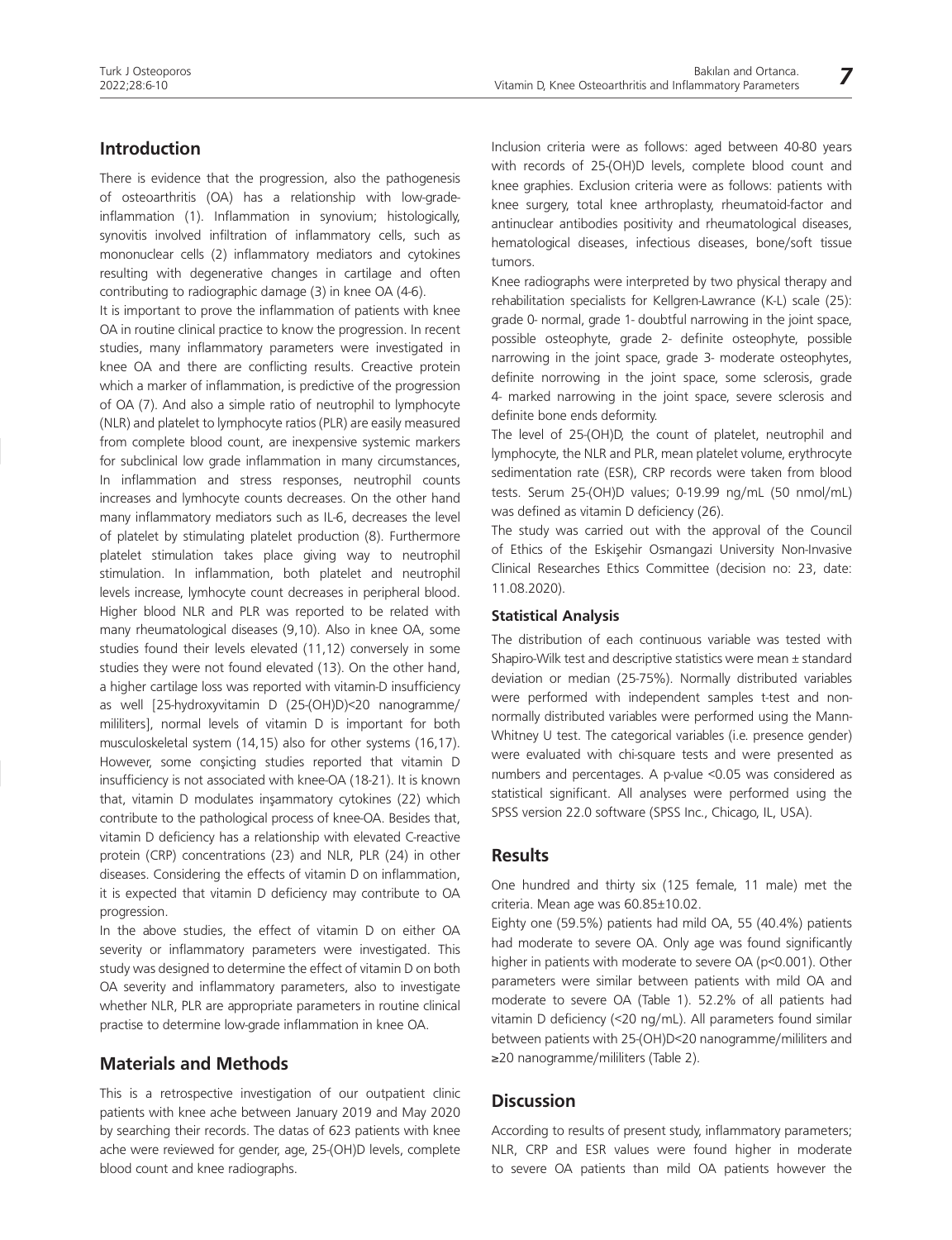## Introduction

There is evidence that the progression, also the pathogenesis of osteoarthritis (OA) has a relationship with low-grade-inflammation (1). Inflammation in synovium; histologically, synovitis involved infiltration of inflammatory cells, such as mononuclear cells (2) inflammatory mediators and cytokines resulting with degenerative changes in cartilage and often contributing to radiographic damage (3) in knee OA (4-6).

It is important to prove the inflammation of patients with knee OA in routine clinical practice to know the progression. In recent studies, many inflammatory parameters were investigated in knee OA and there are conflicting results. Creactive protein which a marker of inflammation, is predictive of the progression of OA (7). And also a simple ratio of neutrophil to lymphocyte (NLR) and platelet to lymphocyte ratios (PLR) are easily measured from complete blood count, are inexpensive systemic markers for subclinical low grade inflammation in many circumstances, In inflammation and stress responses, neutrophil counts increases and lymhocyte counts decreases. On the other hand many inflammatory mediators such as IL-6, decreases the level of platelet by stimulating platelet production (8). Furthermore platelet stimulation takes place giving way to neutrophil stimulation. In inflammation, both platelet and neutrophil levels increase, lymhocyte count decreases in peripheral blood. Higher blood NLR and PLR was reported to be related with many rheumatological diseases (9,10). Also in knee OA, some studies found their levels elevated (11,12) conversely in some studies they were not found elevated (13). On the other hand, a higher cartilage loss was reported with vitamin-D insufficiency as well [25-hydroxyvitamin D (25-(OH)D)<20 nanogramme/mililiters], normal levels of vitamin D is important for both musculoskeletal system (14,15) also for other systems (16,17). However, some conşicting studies reported that vitamin D insufficiency is not associated with knee-OA (18-21). It is known that, vitamin D modulates inşammatory cytokines (22) which contribute to the pathological process of knee-OA. Besides that, vitamin D deficiency has a relationship with elevated C-reactive protein (CRP) concentrations (23) and NLR, PLR (24) in other diseases. Considering the effects of vitamin D on inflammation, it is expected that vitamin D deficiency may contribute to OA progression.

In the above studies, the effect of vitamin D on either OA severity or inflammatory parameters were investigated. This study was designed to determine the effect of vitamin D on both OA severity and inflammatory parameters, also to investigate whether NLR, PLR are appropriate parameters in routine clinical practise to determine low-grade inflammation in knee OA.

## Materials and Methods

This is a retrospective investigation of our outpatient clinic patients with knee ache between January 2019 and May 2020 by searching their records. The datas of 623 patients with knee ache were reviewed for gender, age, 25-(OH)D levels, complete blood count and knee radiographs.

Inclusion criteria were as follows: aged between 40-80 years with records of 25-(OH)D levels, complete blood count and knee graphies. Exclusion criteria were as follows: patients with knee surgery, total knee arthroplasty, rheumatoid-factor and antinuclear antibodies positivity and rheumatological diseases, hematological diseases, infectious diseases, bone/soft tissue tumors.

Knee radiographs were interpreted by two physical therapy and rehabilitation specialists for Kellgren-Lawrance (K-L) scale (25): grade 0- normal, grade 1- doubtful narrowing in the joint space, possible osteophyte, grade 2- definite osteophyte, possible narrowing in the joint space, grade 3- moderate osteophytes, definite norrowing in the joint space, some sclerosis, grade 4- marked narrowing in the joint space, severe sclerosis and definite bone ends deformity.

The level of 25-(OH)D, the count of platelet, neutrophil and lymphocyte, the NLR and PLR, mean platelet volume, erythrocyte sedimentation rate (ESR), CRP records were taken from blood tests. Serum 25-(OH)D values; 0-19.99 ng/mL (50 nmol/mL) was defined as vitamin D deficiency (26).

The study was carried out with the approval of the Council of Ethics of the Eskişehir Osmangazi University Non-Invasive Clinical Researches Ethics Committee (decision no: 23, date: 11.08.2020).

### Statistical Analysis

The distribution of each continuous variable was tested with Shapiro-Wilk test and descriptive statistics were mean ± standard deviation or median (25-75%). Normally distributed variables were performed with independent samples t-test and non-normally distributed variables were performed using the Mann-Whitney U test. The categorical variables (i.e. presence gender) were evaluated with chi-square tests and were presented as numbers and percentages. A p-value <0.05 was considered as statistical significant. All analyses were performed using the SPSS version 22.0 software (SPSS Inc., Chicago, IL, USA).

## Results

One hundred and thirty six (125 female, 11 male) met the criteria. Mean age was 60.85±10.02.

Eighty one (59.5%) patients had mild OA, 55 (40.4%) patients had moderate to severe OA. Only age was found significantly higher in patients with moderate to severe OA (p<0.001). Other parameters were similar between patients with mild OA and moderate to severe OA (Table 1). 52.2% of all patients had vitamin D deficiency (<20 ng/mL). All parameters found similar between patients with 25-(OH)D<20 nanogramme/mililiters and ≥20 nanogramme/mililiters (Table 2).

## Discussion

According to results of present study, inflammatory parameters; NLR, CRP and ESR values were found higher in moderate to severe OA patients than mild OA patients however the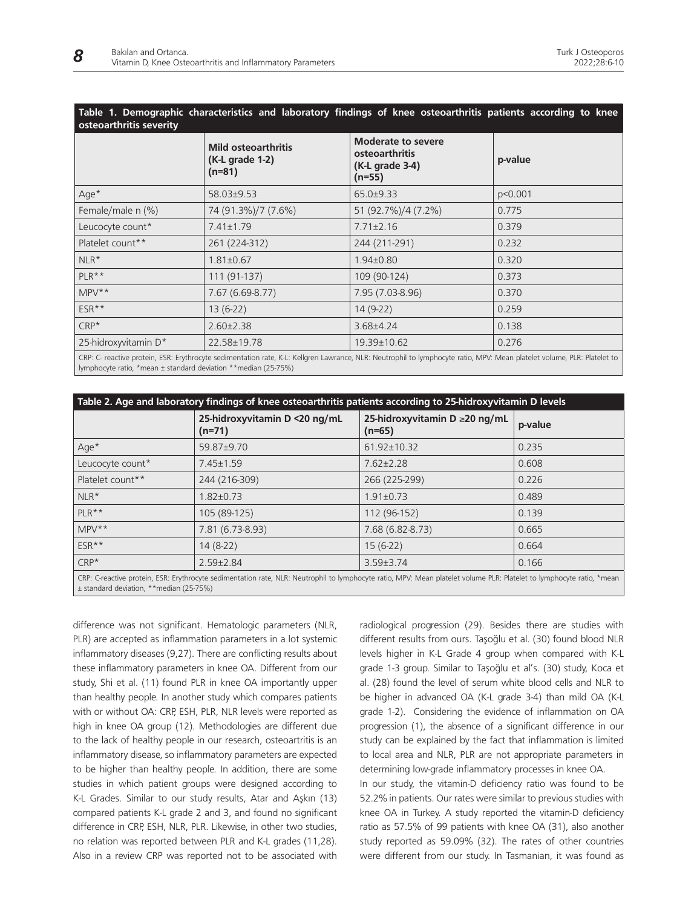**Table 1. Demographic characteristics and laboratory findings of knee osteoarthritis patients according to knee osteoarthritis severity**

| | Mild osteoarthritis (K-L grade 1-2) (n=81) | Moderate to severe osteoarthritis (K-L grade 3-4) (n=55) | p-value |
|---|---|---|---|
| Age* | 58.03±9.53 | 65.0±9.33 | p<0.001 |
| Female/male n (%) | 74 (91.3%)/7 (7.6%) | 51 (92.7%)/4 (7.2%) | 0.775 |
| Leucocyte count* | 7.41±1.79 | 7.71±2.16 | 0.379 |
| Platelet count** | 261 (224-312) | 244 (211-291) | 0.232 |
| NLR* | 1.81±0.67 | 1.94±0.80 | 0.320 |
| PLR** | 111 (91-137) | 109 (90-124) | 0.373 |
| MPV** | 7.67 (6.69-8.77) | 7.95 (7.03-8.96) | 0.370 |
| ESR** | 13 (6-22) | 14 (9-22) | 0.259 |
| CRP* | 2.60±2.38 | 3.68±4.24 | 0.138 |
| 25-hidroxyvitamin D* | 22.58±19.78 | 19.39±10.62 | 0.276 |

CRP: C- reactive protein, ESR: Erythrocyte sedimentation rate, K-L: Kellgren Lawrance, NLR: Neutrophil to lymphocyte ratio, MPV: Mean platelet volume, PLR: Platelet to lymphocyte ratio, *mean ± standard deviation **median (25-75%)

**Table 2. Age and laboratory findings of knee osteoarthritis patients according to 25-hidroxyvitamin D levels**

| | 25-hidroxyvitamin D <20 ng/mL (n=71) | 25-hidroxyvitamin D ≥20 ng/mL (n=65) | p-value |
|---|---|---|---|
| Age* | 59.87±9.70 | 61.92±10.32 | 0.235 |
| Leucocyte count* | 7.45±1.59 | 7.62±2.28 | 0.608 |
| Platelet count** | 244 (216-309) | 266 (225-299) | 0.226 |
| NLR* | 1.82±0.73 | 1.91±0.73 | 0.489 |
| PLR** | 105 (89-125) | 112 (96-152) | 0.139 |
| MPV** | 7.81 (6.73-8.93) | 7.68 (6.82-8.73) | 0.665 |
| ESR** | 14 (8-22) | 15 (6-22) | 0.664 |
| CRP* | 2.59±2.84 | 3.59±3.74 | 0.166 |

CRP: C-reactive protein, ESR: Erythrocyte sedimentation rate, NLR: Neutrophil to lymphocyte ratio, MPV: Mean platelet volume PLR: Platelet to lymphocyte ratio, *mean ± standard deviation, **median (25-75%)

difference was not significant. Hematologic parameters (NLR, PLR) are accepted as inflammation parameters in a lot systemic inflammatory diseases (9,27). There are conflicting results about these inflammatory parameters in knee OA. Different from our study, Shi et al. (11) found PLR in knee OA importantly upper than healthy people. In another study which compares patients with or without OA: CRP, ESH, PLR, NLR levels were reported as high in knee OA group (12). Methodologies are different due to the lack of healthy people in our research, osteoartritis is an inflammatory disease, so inflammatory parameters are expected to be higher than healthy people. In addition, there are some studies in which patient groups were designed according to K-L Grades. Similar to our study results, Atar and Aşkın (13) compared patients K-L grade 2 and 3, and found no significant difference in CRP, ESH, NLR, PLR. Likewise, in other two studies, no relation was reported between PLR and K-L grades (11,28). Also in a review CRP was reported not to be associated with radiological progression (29). Besides there are studies with different results from ours. Taşoğlu et al. (30) found blood NLR levels higher in K-L Grade 4 group when compared with K-L grade 1-3 group. Similar to Taşoğlu et al's. (30) study, Koca et al. (28) found the level of serum white blood cells and NLR to be higher in advanced OA (K-L grade 3-4) than mild OA (K-L grade 1-2). Considering the evidence of inflammation on OA progression (1), the absence of a significant difference in our study can be explained by the fact that inflammation is limited to local area and NLR, PLR are not appropriate parameters in determining low-grade inflammatory processes in knee OA.

In our study, the vitamin-D deficiency ratio was found to be 52.2% in patients. Our rates were similar to previous studies with knee OA in Turkey. A study reported the vitamin-D deficiency ratio as 57.5% of 99 patients with knee OA (31), also another study reported as 59.09% (32). The rates of other countries were different from our study. In Tasmanian, it was found as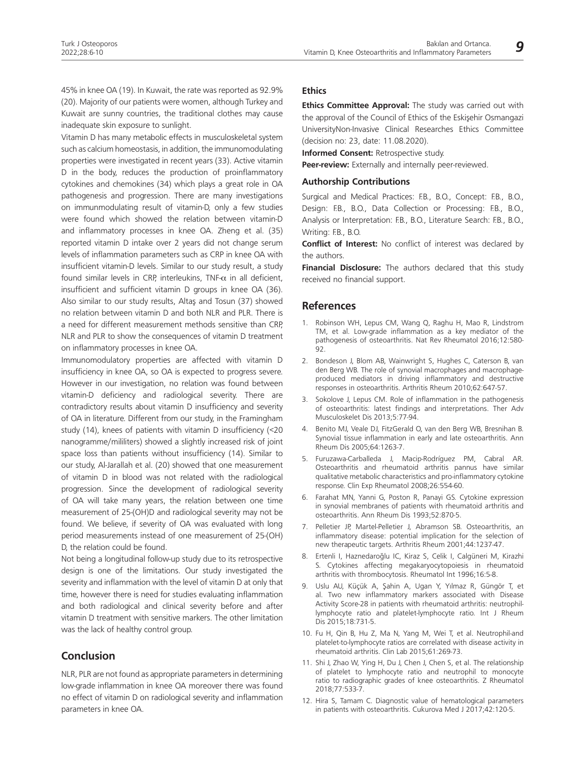45% in knee OA (19). In Kuwait, the rate was reported as 92.9% (20). Majority of our patients were women, although Turkey and Kuwait are sunny countries, the traditional clothes may cause inadequate skin exposure to sunlight.

Vitamin D has many metabolic effects in musculoskeletal system such as calcium homeostasis, in addition, the immunomodulating properties were investigated in recent years (33). Active vitamin D in the body, reduces the production of proinflammatory cytokines and chemokines (34) which plays a great role in OA pathogenesis and progression. There are many investigations on immunmodulating result of vitamin-D, only a few studies were found which showed the relation between vitamin-D and inflammatory processes in knee OA. Zheng et al. (35) reported vitamin D intake over 2 years did not change serum levels of inflammation parameters such as CRP in knee OA with insufficient vitamin-D levels. Similar to our study result, a study found similar levels in CRP, interleukins, TNF-$\alpha$ in all deficient, insufficient and sufficient vitamin D groups in knee OA (36). Also similar to our study results, Altaş and Tosun (37) showed no relation between vitamin D and both NLR and PLR. There is a need for different measurement methods sensitive than CRP, NLR and PLR to show the consequences of vitamin D treatment on inflammatory processes in knee OA.

Immunomodulatory properties are affected with vitamin D insufficiency in knee OA, so OA is expected to progress severe. However in our investigation, no relation was found between vitamin-D deficiency and radiological severity. There are contradictory results about vitamin D insufficiency and severity of OA in literature. Different from our study, in the Framingham study (14), knees of patients with vitamin D insufficiency (<20 nanogramme/mililiters) showed a slightly increased risk of joint space loss than patients without insufficiency (14). Similar to our study, Al-Jarallah et al. (20) showed that one measurement of vitamin D in blood was not related with the radiological progression. Since the development of radiological severity of OA will take many years, the relation between one time measurement of 25-(OH)D and radiological severity may not be found. We believe, if severity of OA was evaluated with long period measurements instead of one measurement of 25-(OH) D, the relation could be found.

Not being a longitudinal follow-up study due to its retrospective design is one of the limitations. Our study investigated the severity and inflammation with the level of vitamin D at only that time, however there is need for studies evaluating inflammation and both radiological and clinical severity before and after vitamin D treatment with sensitive markers. The other limitation was the lack of healthy control group.

## Conclusion

NLR, PLR are not found as appropriate parameters in determining low-grade inflammation in knee OA moreover there was found no effect of vitamin D on radiological severity and inflammation parameters in knee OA.

### Ethics

**Ethics Committee Approval:** The study was carried out with the approval of the Council of Ethics of the Eskişehir Osmangazi UniversityNon-Invasive Clinical Researches Ethics Committee (decision no: 23, date: 11.08.2020).

**Informed Consent:** Retrospective study.

**Peer-review:** Externally and internally peer-reviewed.

### Authorship Contributions

Surgical and Medical Practices: F.B., B.O., Concept: F.B., B.O., Design: F.B., B.O., Data Collection or Processing: F.B., B.O., Analysis or Interpretation: F.B., B.O., Literature Search: F.B., B.O., Writing: F.B., B.O.

**Conflict of Interest:** No conflict of interest was declared by the authors.

**Financial Disclosure:** The authors declared that this study received no financial support.

## References

1. Robinson WH, Lepus CM, Wang Q, Raghu H, Mao R, Lindstrom TM, et al. Low-grade inflammation as a key mediator of the pathogenesis of osteoarthritis. Nat Rev Rheumatol 2016;12:580-92.
2. Bondeson J, Blom AB, Wainwright S, Hughes C, Caterson B, van den Berg WB. The role of synovial macrophages and macrophage-produced mediators in driving inflammatory and destructive responses in osteoarthritis. Arthritis Rheum 2010;62:647-57.
3. Sokolove J, Lepus CM. Role of inflammation in the pathogenesis of osteoarthritis: latest findings and interpretations. Ther Adv Musculoskelet Dis 2013;5:77-94.
4. Benito MJ, Veale DJ, FitzGerald O, van den Berg WB, Bresnihan B. Synovial tissue inflammation in early and late osteoarthritis. Ann Rheum Dis 2005;64:1263-7.
5. Furuzawa-Carballeda J, Macip-Rodríguez PM, Cabral AR. Osteoarthritis and rheumatoid arthritis pannus have similar qualitative metabolic characteristics and pro-inflammatory cytokine response. Clin Exp Rheumatol 2008;26:554-60.
6. Farahat MN, Yanni G, Poston R, Panayi GS. Cytokine expression in synovial membranes of patients with rheumatoid arthritis and osteoarthritis. Ann Rheum Dis 1993;52:870-5.
7. Pelletier JP, Martel-Pelletier J, Abramson SB. Osteoarthritis, an inflammatory disease: potential implication for the selection of new therapeutic targets. Arthritis Rheum 2001;44:1237-47.
8. Ertenli I, Haznedaroğlu IC, Kiraz S, Celik I, Calgüneri M, Kirazhi S. Cytokines affecting megakaryocytopoiesis in rheumatoid arthritis with thrombocytosis. Rheumatol Int 1996;16:5-8.
9. Uslu AU, Küçük A, Şahin A, Ugan Y, Yılmaz R, Güngör T, et al. Two new inflammatory markers associated with Disease Activity Score-28 in patients with rheumatoid arthritis: neutrophil-lymphocyte ratio and platelet-lymphocyte ratio. Int J Rheum Dis 2015;18:731-5.
10. Fu H, Qin B, Hu Z, Ma N, Yang M, Wei T, et al. Neutrophil-and platelet-to-lymphocyte ratios are correlated with disease activity in rheumatoid arthritis. Clin Lab 2015;61:269-73.
11. Shi J, Zhao W, Ying H, Du J, Chen J, Chen S, et al. The relationship of platelet to lymphocyte ratio and neutrophil to monocyte ratio to radiographic grades of knee osteoarthritis. Z Rheumatol 2018;77:533-7.
12. Hira S, Tamam C. Diagnostic value of hematological parameters in patients with osteoarthritis. Cukurova Med J 2017;42:120-5.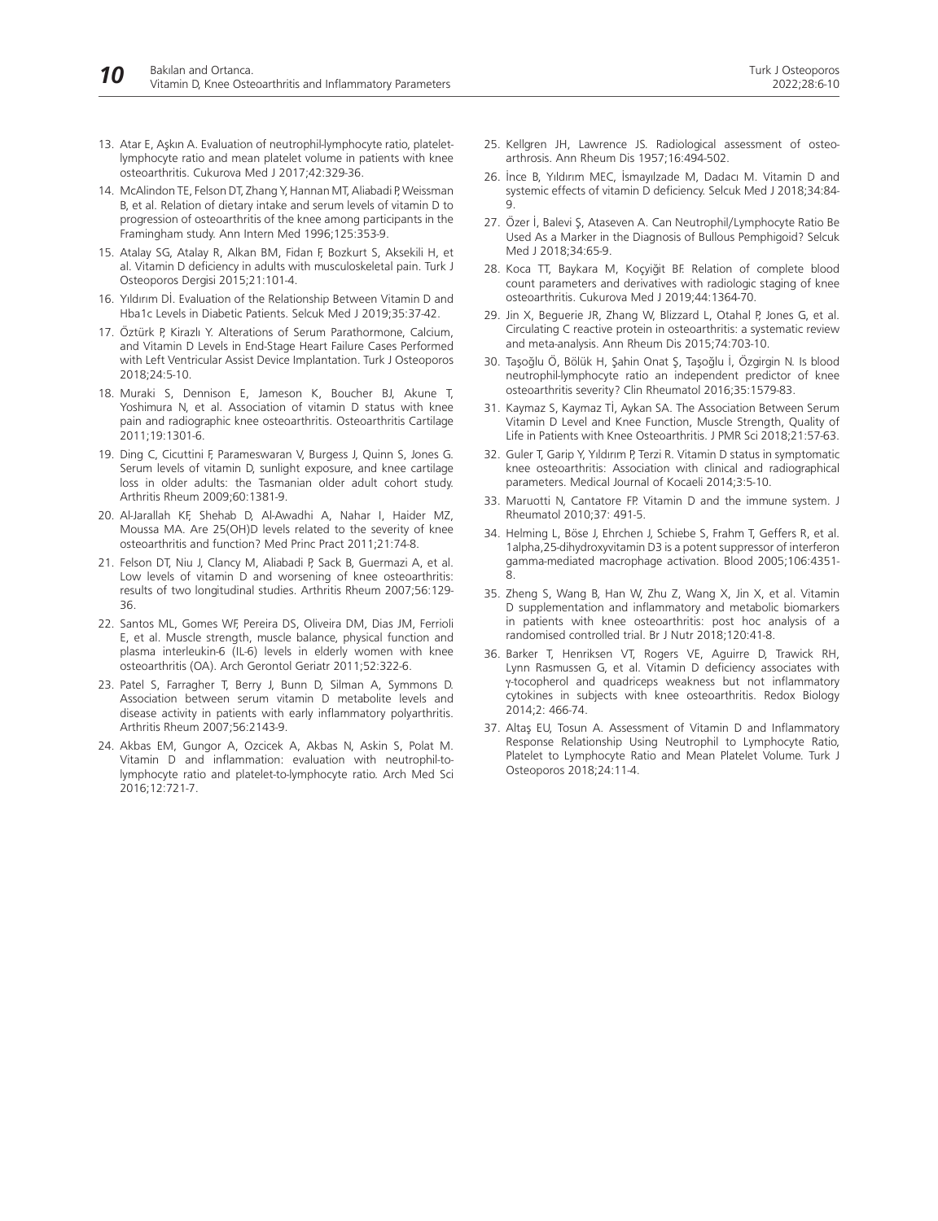13. Atar E, Aşkın A. Evaluation of neutrophil-lymphocyte ratio, platelet-lymphocyte ratio and mean platelet volume in patients with knee osteoarthritis. Cukurova Med J 2017;42:329-36.
14. McAlindon TE, Felson DT, Zhang Y, Hannan MT, Aliabadi P, Weissman B, et al. Relation of dietary intake and serum levels of vitamin D to progression of osteoarthritis of the knee among participants in the Framingham study. Ann Intern Med 1996;125:353-9.
15. Atalay SG, Atalay R, Alkan BM, Fidan F, Bozkurt S, Aksekili H, et al. Vitamin D deficiency in adults with musculoskeletal pain. Turk J Osteoporos Dergisi 2015;21:101-4.
16. Yıldırım Dİ. Evaluation of the Relationship Between Vitamin D and Hba1c Levels in Diabetic Patients. Selcuk Med J 2019;35:37-42.
17. Öztürk P, Kirazlı Y. Alterations of Serum Parathormone, Calcium, and Vitamin D Levels in End-Stage Heart Failure Cases Performed with Left Ventricular Assist Device Implantation. Turk J Osteoporos 2018;24:5-10.
18. Muraki S, Dennison E, Jameson K, Boucher BJ, Akune T, Yoshimura N, et al. Association of vitamin D status with knee pain and radiographic knee osteoarthritis. Osteoarthritis Cartilage 2011;19:1301-6.
19. Ding C, Cicuttini F, Parameswaran V, Burgess J, Quinn S, Jones G. Serum levels of vitamin D, sunlight exposure, and knee cartilage loss in older adults: the Tasmanian older adult cohort study. Arthritis Rheum 2009;60:1381-9.
20. Al-Jarallah KF, Shehab D, Al-Awadhi A, Nahar I, Haider MZ, Moussa MA. Are 25(OH)D levels related to the severity of knee osteoarthritis and function? Med Princ Pract 2011;21:74-8.
21. Felson DT, Niu J, Clancy M, Aliabadi P, Sack B, Guermazi A, et al. Low levels of vitamin D and worsening of knee osteoarthritis: results of two longitudinal studies. Arthritis Rheum 2007;56:129-36.
22. Santos ML, Gomes WF, Pereira DS, Oliveira DM, Dias JM, Ferrioli E, et al. Muscle strength, muscle balance, physical function and plasma interleukin-6 (IL-6) levels in elderly women with knee osteoarthritis (OA). Arch Gerontol Geriatr 2011;52:322-6.
23. Patel S, Farragher T, Berry J, Bunn D, Silman A, Symmons D. Association between serum vitamin D metabolite levels and disease activity in patients with early inflammatory polyarthritis. Arthritis Rheum 2007;56:2143-9.
24. Akbas EM, Gungor A, Ozcicek A, Akbas N, Askin S, Polat M. Vitamin D and inflammation: evaluation with neutrophil-to-lymphocyte ratio and platelet-to-lymphocyte ratio. Arch Med Sci 2016;12:721-7.
25. Kellgren JH, Lawrence JS. Radiological assessment of osteo-arthrosis. Ann Rheum Dis 1957;16:494-502.
26. İnce B, Yıldırım MEC, İsmayılzade M, Dadacı M. Vitamin D and systemic effects of vitamin D deficiency. Selcuk Med J 2018;34:84-9.
27. Özer İ, Balevi Ş, Ataseven A. Can Neutrophil/Lymphocyte Ratio Be Used As a Marker in the Diagnosis of Bullous Pemphigoid? Selcuk Med J 2018;34:65-9.
28. Koca TT, Baykara M, Koçyiğit BF. Relation of complete blood count parameters and derivatives with radiologic staging of knee osteoarthritis. Cukurova Med J 2019;44:1364-70.
29. Jin X, Beguerie JR, Zhang W, Blizzard L, Otahal P, Jones G, et al. Circulating C reactive protein in osteoarthritis: a systematic review and meta-analysis. Ann Rheum Dis 2015;74:703-10.
30. Taşoğlu Ö, Bölük H, Şahin Onat Ş, Taşoğlu İ, Özgirgin N. Is blood neutrophil-lymphocyte ratio an independent predictor of knee osteoarthritis severity? Clin Rheumatol 2016;35:1579-83.
31. Kaymaz S, Kaymaz Tİ, Aykan SA. The Association Between Serum Vitamin D Level and Knee Function, Muscle Strength, Quality of Life in Patients with Knee Osteoarthritis. J PMR Sci 2018;21:57-63.
32. Guler T, Garip Y, Yıldırım P, Terzi R. Vitamin D status in symptomatic knee osteoarthritis: Association with clinical and radiographical parameters. Medical Journal of Kocaeli 2014;3:5-10.
33. Maruotti N, Cantatore FP. Vitamin D and the immune system. J Rheumatol 2010;37: 491-5.
34. Helming L, Böse J, Ehrchen J, Schiebe S, Frahm T, Geffers R, et al. 1alpha,25-dihydroxyvitamin D3 is a potent suppressor of interferon gamma-mediated macrophage activation. Blood 2005;106:4351-8.
35. Zheng S, Wang B, Han W, Zhu Z, Wang X, Jin X, et al. Vitamin D supplementation and inflammatory and metabolic biomarkers in patients with knee osteoarthritis: post hoc analysis of a randomised controlled trial. Br J Nutr 2018;120:41-8.
36. Barker T, Henriksen VT, Rogers VE, Aguirre D, Trawick RH, Lynn Rasmussen G, et al. Vitamin D deficiency associates with γ-tocopherol and quadriceps weakness but not inflammatory cytokines in subjects with knee osteoarthritis. Redox Biology 2014;2: 466-74.
37. Altaş EU, Tosun A. Assessment of Vitamin D and Inflammatory Response Relationship Using Neutrophil to Lymphocyte Ratio, Platelet to Lymphocyte Ratio and Mean Platelet Volume. Turk J Osteoporos 2018;24:11-4.